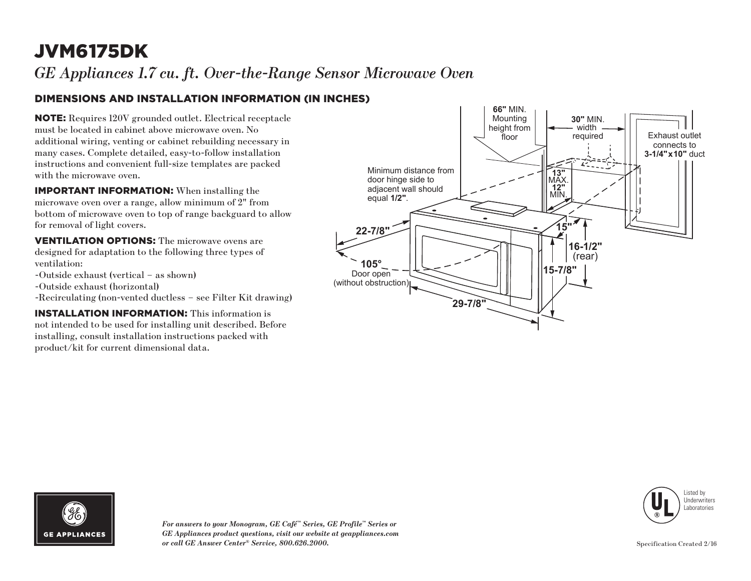# JVM6175DK

*GE Appliances 1.7 cu. ft. Over-the-Range Sensor Microwave Oven*

## DIMENSIONS AND INSTALLATION INFORMATION (IN INCHES)

**NOTE:** Requires 120V grounded outlet. Electrical receptacle must be located in cabinet above microwave oven. No additional wiring, venting or cabinet rebuilding necessary in many cases. Complete detailed, easy-to-follow installation instructions and convenient full-size templates are packed with the microwave oven.

**IMPORTANT INFORMATION:** When installing the microwave oven over a range, allow minimum of 2" from bottom of microwave oven to top of range backguard to allow for removal of light covers.

**VENTILATION OPTIONS:** The microwave ovens are designed for adaptation to the following three types of ventilation:

- Outside exhaust (vertical – as shown)
- Outside exhaust (horizontal)
- Recirculating (non-vented ductless – see Filter Kit drawing)

**INSTALLATION INFORMATION:** This information is not intended to be used for installing unit described. Before installing, consult installation instructions packed with product/kit for current dimensional data.

**66"** MIN. Mounting height from floor

**30"** MIN. width required

Exhaust outlet connects to **3-1/4"x10"** duct

Minimum distance from door hinge side to adjacent wall should equal **1/2"**.

**13"** MAX. **12"** MIN.

**22-7/8"**

**15"**

**16-1/2"** (rear)

**105°** Door open (without obstruction)

**15-7/8"**

**29-7/8"**

*For answers to your Monogram, GE Café™ Series, GE Profile™ Series or GE Appliances product questions, visit our website at geappliances.com or call GE Answer Center® Service, 800.626.2000.*

Listed by Underwriters Laboratories

Specification Created 2/16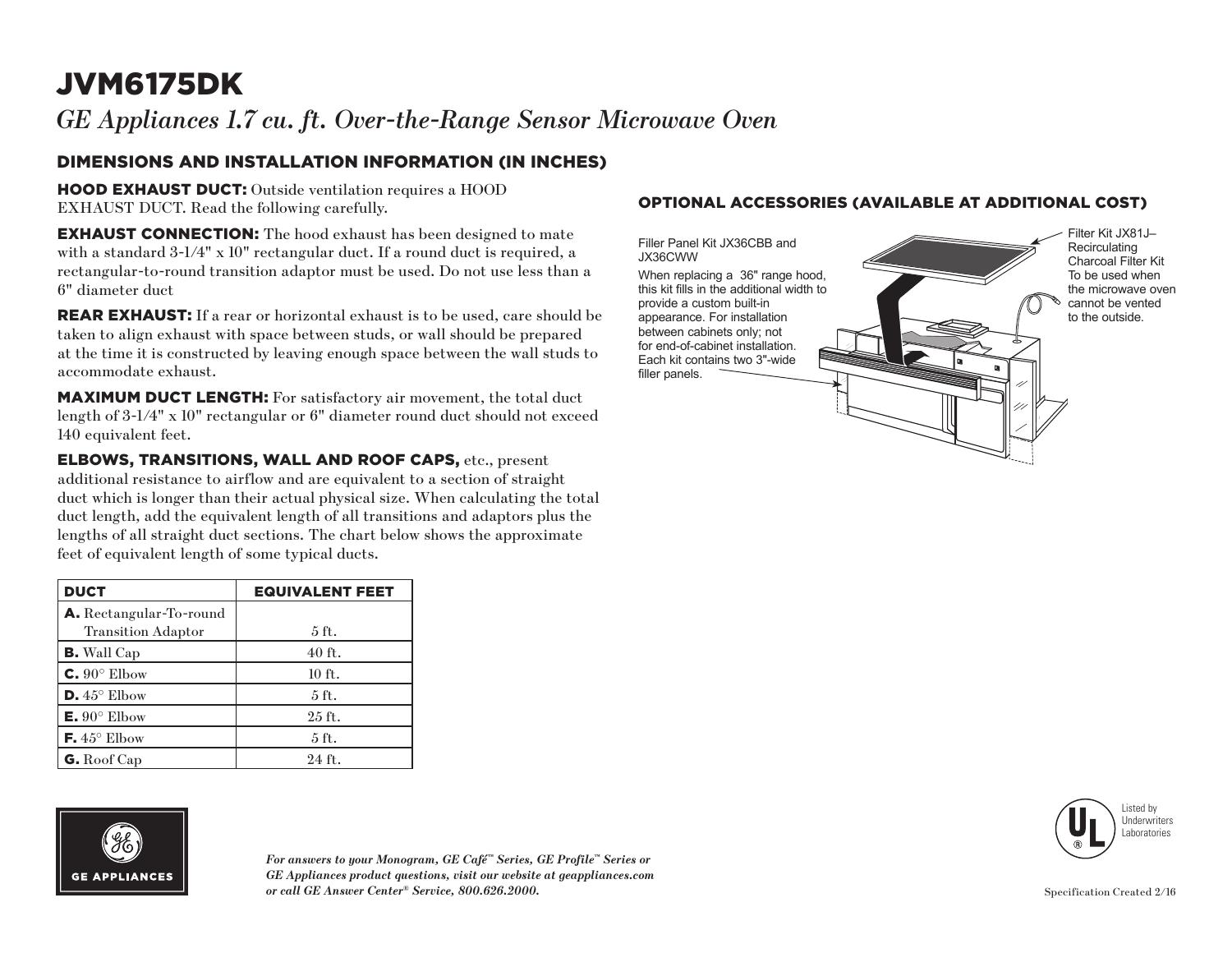# JVM6175DK

*GE Appliances 1.7 cu. ft. Over-the-Range Sensor Microwave Oven*

## DIMENSIONS AND INSTALLATION INFORMATION (IN INCHES)

**HOOD EXHAUST DUCT:** Outside ventilation requires a HOOD EXHAUST DUCT. Read the following carefully.

**EXHAUST CONNECTION:** The hood exhaust has been designed to mate with a standard 3-1/4" x 10" rectangular duct. If a round duct is required, a rectangular-to-round transition adaptor must be used. Do not use less than a 6" diameter duct

**REAR EXHAUST:** If a rear or horizontal exhaust is to be used, care should be taken to align exhaust with space between studs, or wall should be prepared at the time it is constructed by leaving enough space between the wall studs to accommodate exhaust.

**MAXIMUM DUCT LENGTH:** For satisfactory air movement, the total duct length of 3-1/4" x 10" rectangular or 6" diameter round duct should not exceed 140 equivalent feet.

**ELBOWS, TRANSITIONS, WALL AND ROOF CAPS,** etc., present additional resistance to airflow and are equivalent to a section of straight duct which is longer than their actual physical size. When calculating the total duct length, add the equivalent length of all transitions and adaptors plus the lengths of all straight duct sections. The chart below shows the approximate feet of equivalent length of some typical ducts.

| DUCT | EQUIVALENT FEET |
|---|---|
| **A.** Rectangular-To-round Transition Adaptor | 5 ft. |
| **B.** Wall Cap | 40 ft. |
| **C.** 90° Elbow | 10 ft. |
| **D.** 45° Elbow | 5 ft. |
| **E.** 90° Elbow | 25 ft. |
| **F.** 45° Elbow | 5 ft. |
| **G.** Roof Cap | 24 ft. |

## OPTIONAL ACCESSORIES (AVAILABLE AT ADDITIONAL COST)

Filler Panel Kit JX36CBB and JX36CWW

When replacing a 36" range hood, this kit fills in the additional width to provide a custom built-in appearance. For installation between cabinets only; not for end-of-cabinet installation. Each kit contains two 3"-wide filler panels.

Filter Kit JX81J– Recirculating Charcoal Filter Kit To be used when the microwave oven cannot be vented to the outside.

*For answers to your Monogram, GE Café™ Series, GE Profile™ Series or GE Appliances product questions, visit our website at geappliances.com or call GE Answer Center® Service, 800.626.2000.*

Listed by Underwriters Laboratories

Specification Created 2/16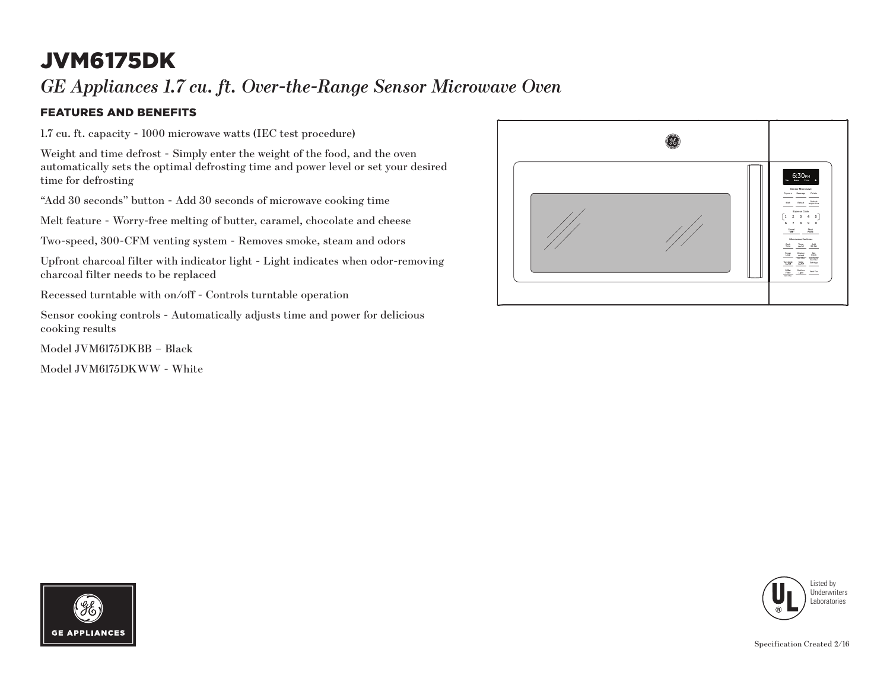# JVM6175DK

## *GE Appliances 1.7 cu. ft. Over-the-Range Sensor Microwave Oven*

### FEATURES AND BENEFITS

1.7 cu. ft. capacity - 1000 microwave watts (IEC test procedure)

Weight and time defrost - Simply enter the weight of the food, and the oven automatically sets the optimal defrosting time and power level or set your desired time for defrosting

“Add 30 seconds” button - Add 30 seconds of microwave cooking time

Melt feature - Worry-free melting of butter, caramel, chocolate and cheese

Two-speed, 300-CFM venting system - Removes smoke, steam and odors

Upfront charcoal filter with indicator light - Light indicates when odor-removing charcoal filter needs to be replaced

Recessed turntable with on/off - Controls turntable operation

Sensor cooking controls - Automatically adjusts time and power for delicious cooking results

Model JVM6175DKBB – Black

Model JVM6175DKWW - White

GE APPLIANCES

Listed by Underwriters Laboratories

Specification Created 2/16